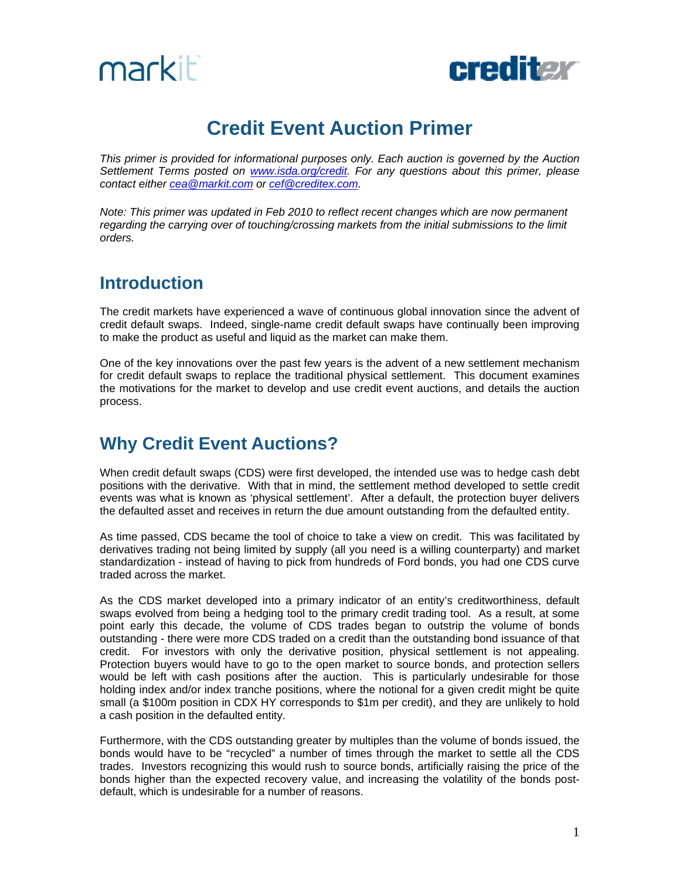markit creditex

# Credit Event Auction Primer

*This primer is provided for informational purposes only. Each auction is governed by the Auction Settlement Terms posted on [www.isda.org/credit](www.isda.org/credit). For any questions about this primer, please contact either [cea@markit.com](mailto:cea@markit.com) or [cef@creditex.com](mailto:cef@creditex.com).*

*Note: This primer was updated in Feb 2010 to reflect recent changes which are now permanent regarding the carrying over of touching/crossing markets from the initial submissions to the limit orders.*

## Introduction

The credit markets have experienced a wave of continuous global innovation since the advent of credit default swaps. Indeed, single-name credit default swaps have continually been improving to make the product as useful and liquid as the market can make them.

One of the key innovations over the past few years is the advent of a new settlement mechanism for credit default swaps to replace the traditional physical settlement. This document examines the motivations for the market to develop and use credit event auctions, and details the auction process.

## Why Credit Event Auctions?

When credit default swaps (CDS) were first developed, the intended use was to hedge cash debt positions with the derivative. With that in mind, the settlement method developed to settle credit events was what is known as 'physical settlement'. After a default, the protection buyer delivers the defaulted asset and receives in return the due amount outstanding from the defaulted entity.

As time passed, CDS became the tool of choice to take a view on credit. This was facilitated by derivatives trading not being limited by supply (all you need is a willing counterparty) and market standardization - instead of having to pick from hundreds of Ford bonds, you had one CDS curve traded across the market.

As the CDS market developed into a primary indicator of an entity's creditworthiness, default swaps evolved from being a hedging tool to the primary credit trading tool. As a result, at some point early this decade, the volume of CDS trades began to outstrip the volume of bonds outstanding - there were more CDS traded on a credit than the outstanding bond issuance of that credit. For investors with only the derivative position, physical settlement is not appealing. Protection buyers would have to go to the open market to source bonds, and protection sellers would be left with cash positions after the auction. This is particularly undesirable for those holding index and/or index tranche positions, where the notional for a given credit might be quite small (a \$100m position in CDX HY corresponds to \$1m per credit), and they are unlikely to hold a cash position in the defaulted entity.

Furthermore, with the CDS outstanding greater by multiples than the volume of bonds issued, the bonds would have to be "recycled" a number of times through the market to settle all the CDS trades. Investors recognizing this would rush to source bonds, artificially raising the price of the bonds higher than the expected recovery value, and increasing the volatility of the bonds post-default, which is undesirable for a number of reasons.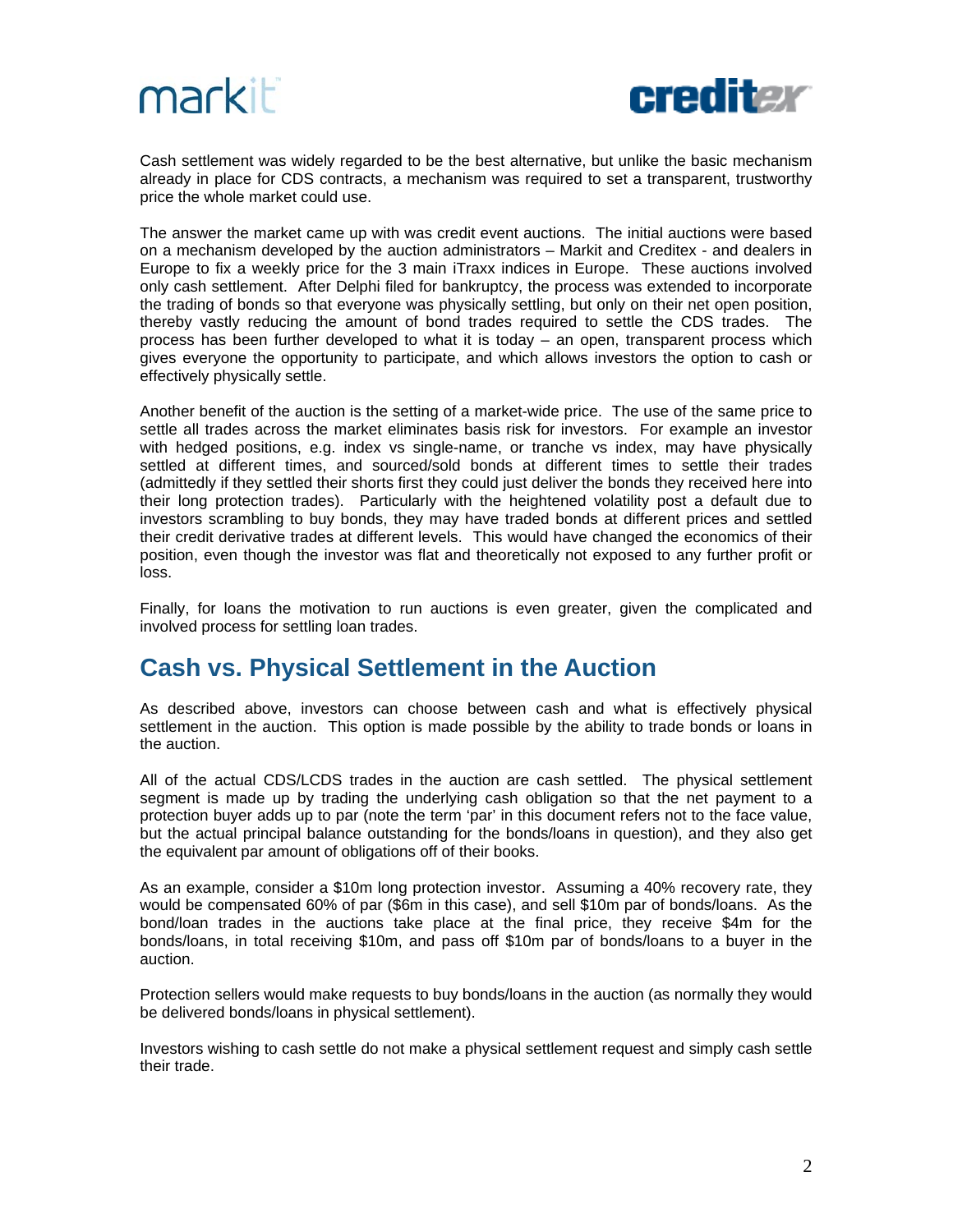Cash settlement was widely regarded to be the best alternative, but unlike the basic mechanism already in place for CDS contracts, a mechanism was required to set a transparent, trustworthy price the whole market could use.

The answer the market came up with was credit event auctions. The initial auctions were based on a mechanism developed by the auction administrators – Markit and Creditex - and dealers in Europe to fix a weekly price for the 3 main iTraxx indices in Europe. These auctions involved only cash settlement. After Delphi filed for bankruptcy, the process was extended to incorporate the trading of bonds so that everyone was physically settling, but only on their net open position, thereby vastly reducing the amount of bond trades required to settle the CDS trades. The process has been further developed to what it is today – an open, transparent process which gives everyone the opportunity to participate, and which allows investors the option to cash or effectively physically settle.

Another benefit of the auction is the setting of a market-wide price. The use of the same price to settle all trades across the market eliminates basis risk for investors. For example an investor with hedged positions, e.g. index vs single-name, or tranche vs index, may have physically settled at different times, and sourced/sold bonds at different times to settle their trades (admittedly if they settled their shorts first they could just deliver the bonds they received here into their long protection trades). Particularly with the heightened volatility post a default due to investors scrambling to buy bonds, they may have traded bonds at different prices and settled their credit derivative trades at different levels. This would have changed the economics of their position, even though the investor was flat and theoretically not exposed to any further profit or loss.

Finally, for loans the motivation to run auctions is even greater, given the complicated and involved process for settling loan trades.

## Cash vs. Physical Settlement in the Auction

As described above, investors can choose between cash and what is effectively physical settlement in the auction. This option is made possible by the ability to trade bonds or loans in the auction.

All of the actual CDS/LCDS trades in the auction are cash settled. The physical settlement segment is made up by trading the underlying cash obligation so that the net payment to a protection buyer adds up to par (note the term 'par' in this document refers not to the face value, but the actual principal balance outstanding for the bonds/loans in question), and they also get the equivalent par amount of obligations off of their books.

As an example, consider a $10m long protection investor. Assuming a 40% recovery rate, they would be compensated 60% of par ($6m in this case), and sell $10m par of bonds/loans. As the bond/loan trades in the auctions take place at the final price, they receive $4m for the bonds/loans, in total receiving $10m, and pass off $10m par of bonds/loans to a buyer in the auction.

Protection sellers would make requests to buy bonds/loans in the auction (as normally they would be delivered bonds/loans in physical settlement).

Investors wishing to cash settle do not make a physical settlement request and simply cash settle their trade.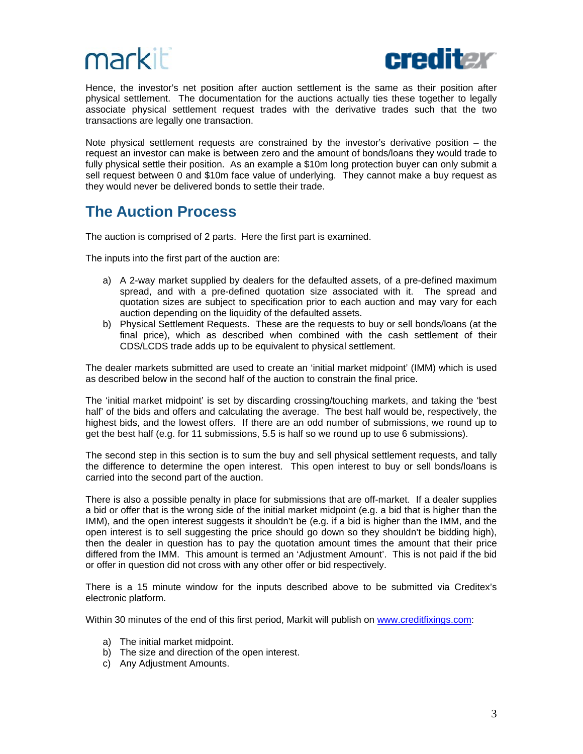Hence, the investor's net position after auction settlement is the same as their position after physical settlement. The documentation for the auctions actually ties these together to legally associate physical settlement request trades with the derivative trades such that the two transactions are legally one transaction.

Note physical settlement requests are constrained by the investor's derivative position – the request an investor can make is between zero and the amount of bonds/loans they would trade to fully physical settle their position. As an example a $10m long protection buyer can only submit a sell request between 0 and $10m face value of underlying. They cannot make a buy request as they would never be delivered bonds to settle their trade.

## The Auction Process

The auction is comprised of 2 parts. Here the first part is examined.

The inputs into the first part of the auction are:

a) A 2-way market supplied by dealers for the defaulted assets, of a pre-defined maximum spread, and with a pre-defined quotation size associated with it. The spread and quotation sizes are subject to specification prior to each auction and may vary for each auction depending on the liquidity of the defaulted assets.
b) Physical Settlement Requests. These are the requests to buy or sell bonds/loans (at the final price), which as described when combined with the cash settlement of their CDS/LCDS trade adds up to be equivalent to physical settlement.

The dealer markets submitted are used to create an 'initial market midpoint' (IMM) which is used as described below in the second half of the auction to constrain the final price.

The 'initial market midpoint' is set by discarding crossing/touching markets, and taking the 'best half' of the bids and offers and calculating the average. The best half would be, respectively, the highest bids, and the lowest offers. If there are an odd number of submissions, we round up to get the best half (e.g. for 11 submissions, 5.5 is half so we round up to use 6 submissions).

The second step in this section is to sum the buy and sell physical settlement requests, and tally the difference to determine the open interest. This open interest to buy or sell bonds/loans is carried into the second part of the auction.

There is also a possible penalty in place for submissions that are off-market. If a dealer supplies a bid or offer that is the wrong side of the initial market midpoint (e.g. a bid that is higher than the IMM), and the open interest suggests it shouldn't be (e.g. if a bid is higher than the IMM, and the open interest is to sell suggesting the price should go down so they shouldn't be bidding high), then the dealer in question has to pay the quotation amount times the amount that their price differed from the IMM. This amount is termed an 'Adjustment Amount'. This is not paid if the bid or offer in question did not cross with any other offer or bid respectively.

There is a 15 minute window for the inputs described above to be submitted via Creditex's electronic platform.

Within 30 minutes of the end of this first period, Markit will publish on www.creditfixings.com:

a) The initial market midpoint.
b) The size and direction of the open interest.
c) Any Adjustment Amounts.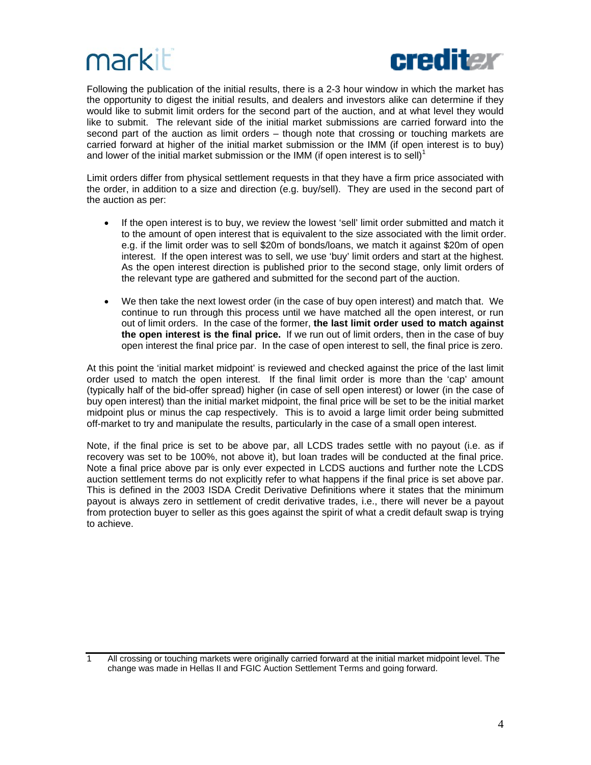Following the publication of the initial results, there is a 2-3 hour window in which the market has the opportunity to digest the initial results, and dealers and investors alike can determine if they would like to submit limit orders for the second part of the auction, and at what level they would like to submit. The relevant side of the initial market submissions are carried forward into the second part of the auction as limit orders – though note that crossing or touching markets are carried forward at higher of the initial market submission or the IMM (if open interest is to buy) and lower of the initial market submission or the IMM (if open interest is to sell)[1]

Limit orders differ from physical settlement requests in that they have a firm price associated with the order, in addition to a size and direction (e.g. buy/sell). They are used in the second part of the auction as per:

- If the open interest is to buy, we review the lowest 'sell' limit order submitted and match it to the amount of open interest that is equivalent to the size associated with the limit order. e.g. if the limit order was to sell $20m of bonds/loans, we match it against $20m of open interest. If the open interest was to sell, we use 'buy' limit orders and start at the highest. As the open interest direction is published prior to the second stage, only limit orders of the relevant type are gathered and submitted for the second part of the auction.
- We then take the next lowest order (in the case of buy open interest) and match that. We continue to run through this process until we have matched all the open interest, or run out of limit orders. In the case of the former, **the last limit order used to match against the open interest is the final price.** If we run out of limit orders, then in the case of buy open interest the final price par. In the case of open interest to sell, the final price is zero.

At this point the 'initial market midpoint' is reviewed and checked against the price of the last limit order used to match the open interest. If the final limit order is more than the 'cap' amount (typically half of the bid-offer spread) higher (in case of sell open interest) or lower (in the case of buy open interest) than the initial market midpoint, the final price will be set to be the initial market midpoint plus or minus the cap respectively. This is to avoid a large limit order being submitted off-market to try and manipulate the results, particularly in the case of a small open interest.

Note, if the final price is set to be above par, all LCDS trades settle with no payout (i.e. as if recovery was set to be 100%, not above it), but loan trades will be conducted at the final price. Note a final price above par is only ever expected in LCDS auctions and further note the LCDS auction settlement terms do not explicitly refer to what happens if the final price is set above par. This is defined in the 2003 ISDA Credit Derivative Definitions where it states that the minimum payout is always zero in settlement of credit derivative trades, i.e., there will never be a payout from protection buyer to seller as this goes against the spirit of what a credit default swap is trying to achieve.

---

[1] All crossing or touching markets were originally carried forward at the initial market midpoint level. The change was made in Hellas II and FGIC Auction Settlement Terms and going forward.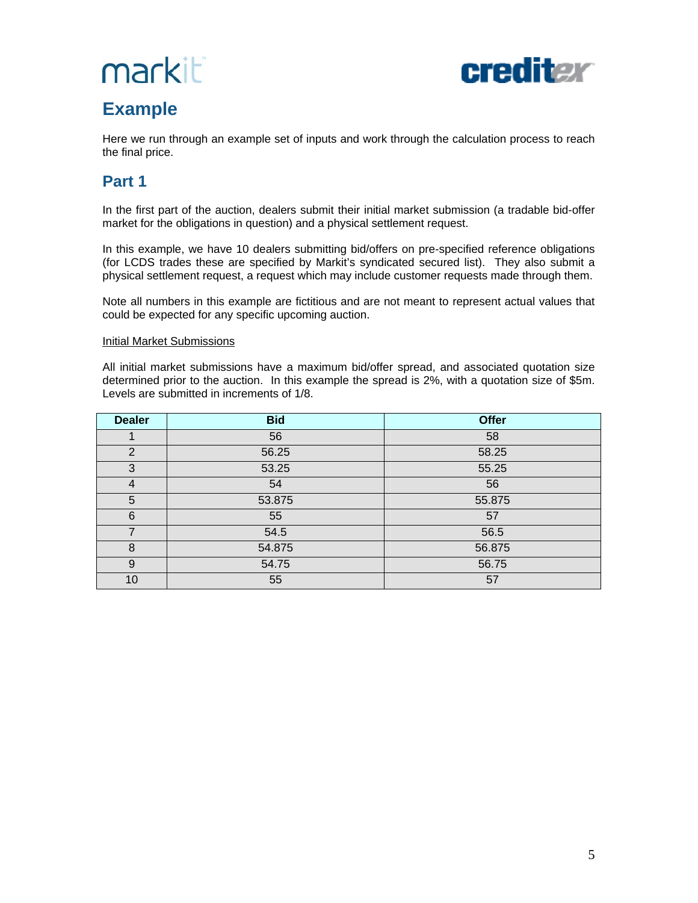## Example

Here we run through an example set of inputs and work through the calculation process to reach the final price.

## Part 1

In the first part of the auction, dealers submit their initial market submission (a tradable bid-offer market for the obligations in question) and a physical settlement request.

In this example, we have 10 dealers submitting bid/offers on pre-specified reference obligations (for LCDS trades these are specified by Markit's syndicated secured list). They also submit a physical settlement request, a request which may include customer requests made through them.

Note all numbers in this example are fictitious and are not meant to represent actual values that could be expected for any specific upcoming auction.

Initial Market Submissions

All initial market submissions have a maximum bid/offer spread, and associated quotation size determined prior to the auction. In this example the spread is 2%, with a quotation size of $5m. Levels are submitted in increments of 1/8.

| Dealer | Bid | Offer |
|---|---|---|
| 1 | 56 | 58 |
| 2 | 56.25 | 58.25 |
| 3 | 53.25 | 55.25 |
| 4 | 54 | 56 |
| 5 | 53.875 | 55.875 |
| 6 | 55 | 57 |
| 7 | 54.5 | 56.5 |
| 8 | 54.875 | 56.875 |
| 9 | 54.75 | 56.75 |
| 10 | 55 | 57 |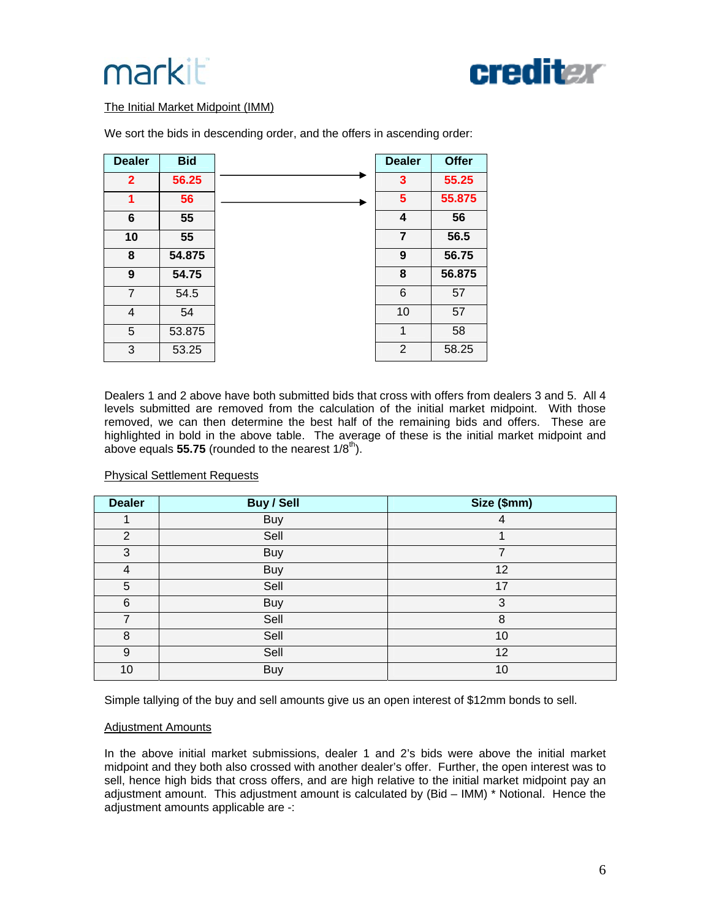The Initial Market Midpoint (IMM)

We sort the bids in descending order, and the offers in ascending order:

| Dealer | Bid |
|---|---|
| 2 | 56.25 |
| 1 | 56 |
| **6** | **55** |
| **10** | **55** |
| **8** | **54.875** |
| **9** | **54.75** |
| 7 | 54.5 |
| 4 | 54 |
| 5 | 53.875 |
| 3 | 53.25 |

| Dealer | Offer |
|---|---|
| 3 | 55.25 |
| 5 | 55.875 |
| **4** | **56** |
| **7** | **56.5** |
| **9** | **56.75** |
| **8** | **56.875** |
| 6 | 57 |
| 10 | 57 |
| 1 | 58 |
| 2 | 58.25 |

Dealers 1 and 2 above have both submitted bids that cross with offers from dealers 3 and 5. All 4 levels submitted are removed from the calculation of the initial market midpoint. With those removed, we can then determine the best half of the remaining bids and offers. These are highlighted in bold in the above table. The average of these is the initial market midpoint and above equals **55.75** (rounded to the nearest 1/8[th]).

Physical Settlement Requests

| Dealer | Buy / Sell | Size ($mm) |
|---|---|---|
| 1 | Buy | 4 |
| 2 | Sell | 1 |
| 3 | Buy | 7 |
| 4 | Buy | 12 |
| 5 | Sell | 17 |
| 6 | Buy | 3 |
| 7 | Sell | 8 |
| 8 | Sell | 10 |
| 9 | Sell | 12 |
| 10 | Buy | 10 |

Simple tallying of the buy and sell amounts give us an open interest of $12mm bonds to sell.

Adjustment Amounts

In the above initial market submissions, dealer 1 and 2's bids were above the initial market midpoint and they both also crossed with another dealer's offer. Further, the open interest was to sell, hence high bids that cross offers, and are high relative to the initial market midpoint pay an adjustment amount. This adjustment amount is calculated by (Bid – IMM) * Notional. Hence the adjustment amounts applicable are -: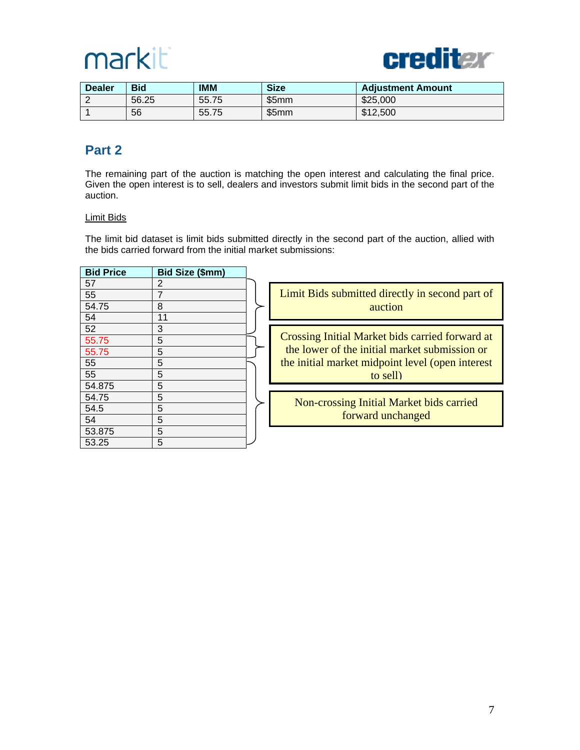| Dealer | Bid | IMM | Size | Adjustment Amount |
|---|---|---|---|---|
| 2 | 56.25 | 55.75 | $5mm | $25,000 |
| 1 | 56 | 55.75 | $5mm | $12,500 |

## Part 2

The remaining part of the auction is matching the open interest and calculating the final price. Given the open interest is to sell, dealers and investors submit limit bids in the second part of the auction.

Limit Bids

The limit bid dataset is limit bids submitted directly in the second part of the auction, allied with the bids carried forward from the initial market submissions:

| Bid Price | Bid Size ($mm) | |
|---|---|---|
| 57 | 2 | Limit Bids submitted directly in second part of auction |
| 55 | 7 | |
| 54.75 | 8 | |
| 54 | 11 | |
| 52 | 3 | |
| 55.75 | 5 | Crossing Initial Market bids carried forward at the lower of the initial market submission or the initial market midpoint level (open interest to sell) |
| 55.75 | 5 | |
| 55 | 5 | Non-crossing Initial Market bids carried forward unchanged |
| 55 | 5 | |
| 54.875 | 5 | |
| 54.75 | 5 | |
| 54.5 | 5 | |
| 54 | 5 | |
| 53.875 | 5 | |
| 53.25 | 5 | |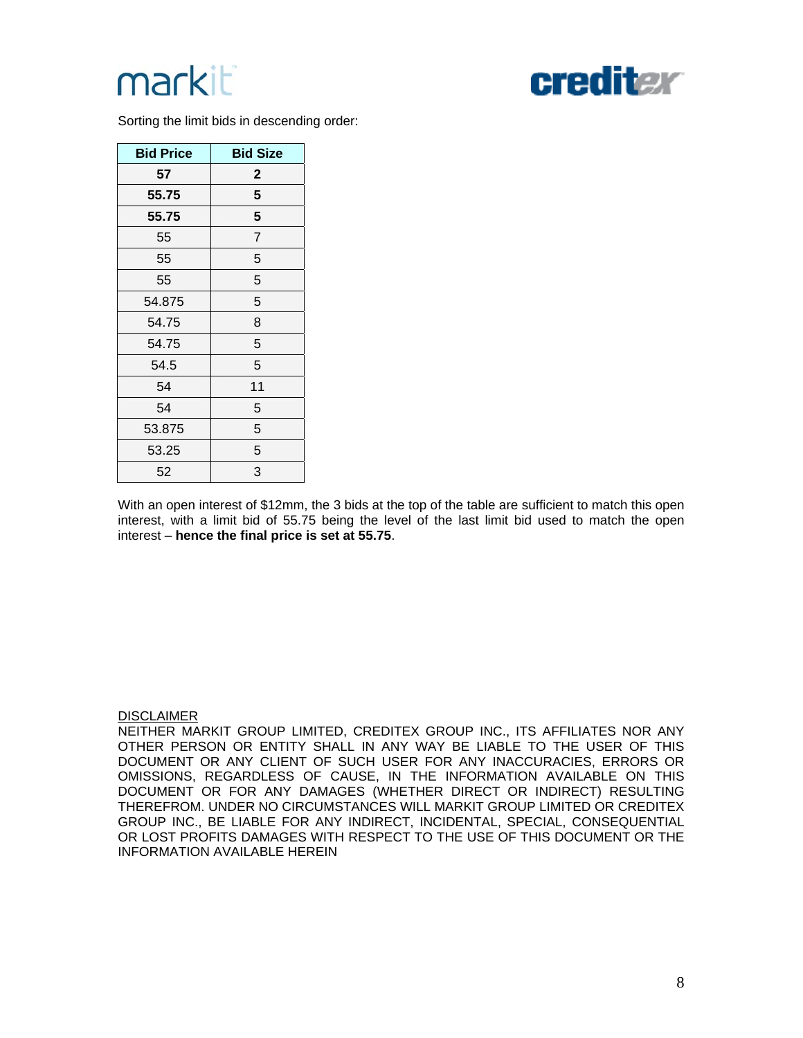Sorting the limit bids in descending order:

| Bid Price | Bid Size |
|---|---|
| **57** | **2** |
| **55.75** | **5** |
| **55.75** | **5** |
| 55 | 7 |
| 55 | 5 |
| 55 | 5 |
| 54.875 | 5 |
| 54.75 | 8 |
| 54.75 | 5 |
| 54.5 | 5 |
| 54 | 11 |
| 54 | 5 |
| 53.875 | 5 |
| 53.25 | 5 |
| 52 | 3 |

With an open interest of $12mm, the 3 bids at the top of the table are sufficient to match this open interest, with a limit bid of 55.75 being the level of the last limit bid used to match the open interest – **hence the final price is set at 55.75**.

DISCLAIMER

NEITHER MARKIT GROUP LIMITED, CREDITEX GROUP INC., ITS AFFILIATES NOR ANY OTHER PERSON OR ENTITY SHALL IN ANY WAY BE LIABLE TO THE USER OF THIS DOCUMENT OR ANY CLIENT OF SUCH USER FOR ANY INACCURACIES, ERRORS OR OMISSIONS, REGARDLESS OF CAUSE, IN THE INFORMATION AVAILABLE ON THIS DOCUMENT OR FOR ANY DAMAGES (WHETHER DIRECT OR INDIRECT) RESULTING THEREFROM. UNDER NO CIRCUMSTANCES WILL MARKIT GROUP LIMITED OR CREDITEX GROUP INC., BE LIABLE FOR ANY INDIRECT, INCIDENTAL, SPECIAL, CONSEQUENTIAL OR LOST PROFITS DAMAGES WITH RESPECT TO THE USE OF THIS DOCUMENT OR THE INFORMATION AVAILABLE HEREIN